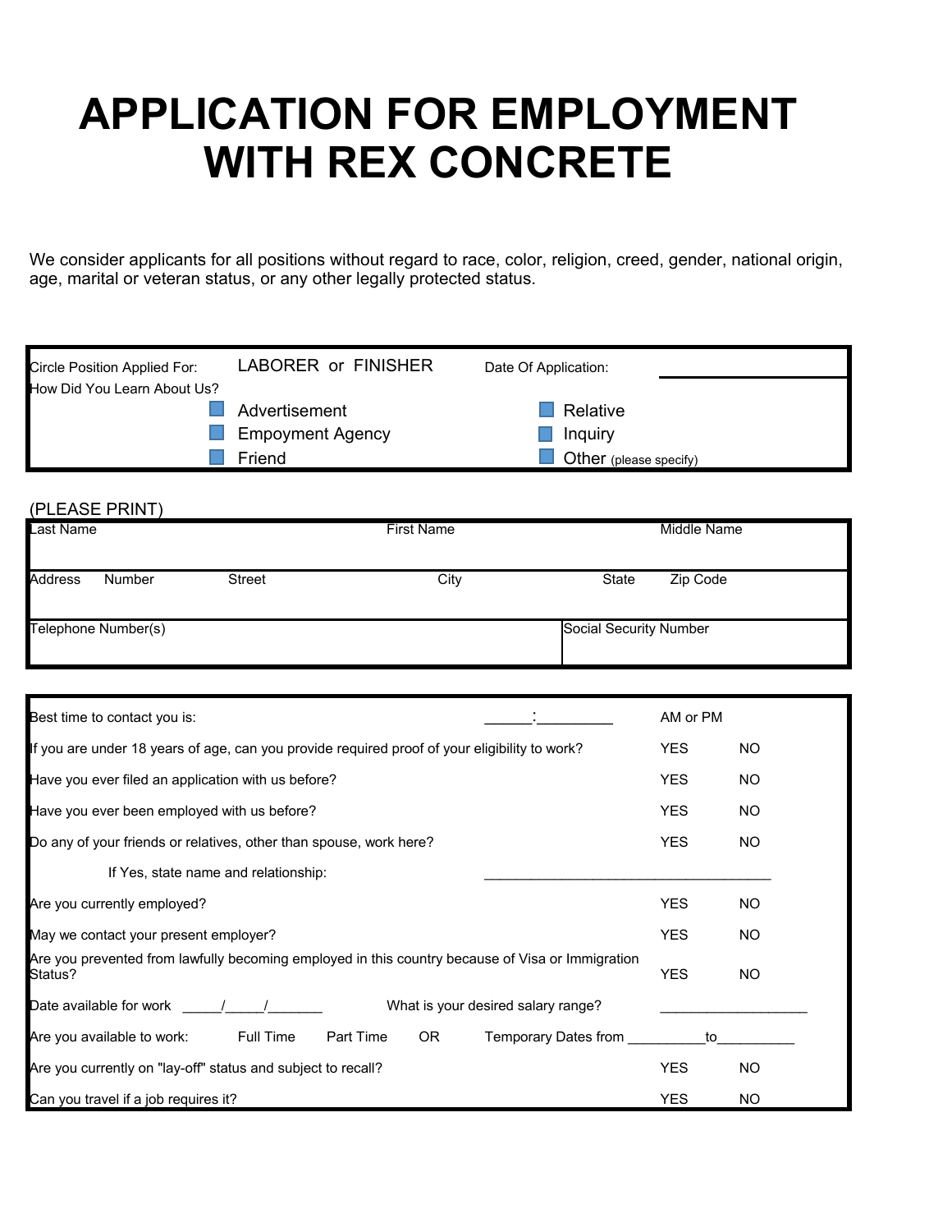# APPLICATION FOR EMPLOYMENT WITH REX CONCRETE

We consider applicants for all positions without regard to race, color, religion, creed, gender, national origin, age, marital or veteran status, or any other legally protected status.

Circle Position Applied For: LABORER or FINISHER

Date Of Application: ____________________

How Did You Learn About Us?

- ☐ Advertisement
- ☐ Empoyment Agency
- ☐ Friend
- ☐ Relative
- ☐ Inquiry
- ☐ Other (please specify)

(PLEASE PRINT)

| Last Name | First Name | Middle Name |
|---|---|---|
| | | |

| Address | Number | Street | City | State | Zip Code |
|---|---|---|---|---|---|
| | | | | | |

| Telephone Number(s) | Social Security Number |
|---|---|
| | |

Best time to contact you is: ______:__________ AM or PM

If you are under 18 years of age, can you provide required proof of your eligibility to work? YES NO

Have you ever filed an application with us before? YES NO

Have you ever been employed with us before? YES NO

Do any of your friends or relatives, other than spouse, work here? YES NO

If Yes, state name and relationship: ______________________________________

Are you currently employed? YES NO

May we contact your present employer? YES NO

Are you prevented from lawfully becoming employed in this country because of Visa or Immigration Status? YES NO

Date available for work _____/_____/_______ What is your desired salary range? ___________________

Are you available to work: Full Time Part Time OR Temporary Dates from __________to__________

Are you currently on "lay-off" status and subject to recall? YES NO

Can you travel if a job requires it? YES NO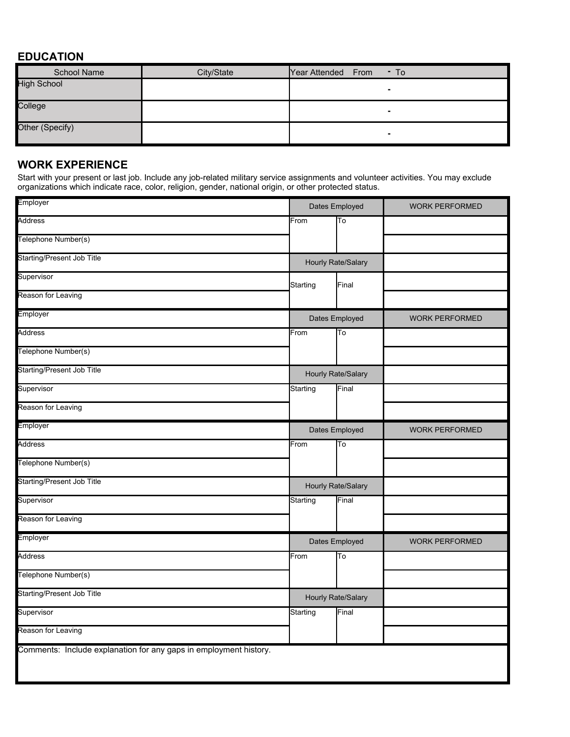## EDUCATION

| School Name | City/State | Year Attended From - To |
|---|---|---|
| High School | | - |
| College | | - |
| Other (Specify) | | - |

## WORK EXPERIENCE

Start with your present or last job. Include any job-related military service assignments and volunteer activities. You may exclude organizations which indicate race, color, religion, gender, national origin, or other protected status.

| Employer | Dates Employed | | WORK PERFORMED |
|---|---|---|---|
| Address | From | To | |
| Telephone Number(s) | | | |
| Starting/Present Job Title | Hourly Rate/Salary | | |
| Supervisor | Starting | Final | |
| Reason for Leaving | | | |

| Employer | Dates Employed | | WORK PERFORMED |
|---|---|---|---|
| Address | From | To | |
| Telephone Number(s) | | | |
| Starting/Present Job Title | Hourly Rate/Salary | | |
| Supervisor | Starting | Final | |
| Reason for Leaving | | | |

| Employer | Dates Employed | | WORK PERFORMED |
|---|---|---|---|
| Address | From | To | |
| Telephone Number(s) | | | |
| Starting/Present Job Title | Hourly Rate/Salary | | |
| Supervisor | Starting | Final | |
| Reason for Leaving | | | |

| Employer | Dates Employed | | WORK PERFORMED |
|---|---|---|---|
| Address | From | To | |
| Telephone Number(s) | | | |
| Starting/Present Job Title | Hourly Rate/Salary | | |
| Supervisor | Starting | Final | |
| Reason for Leaving | | | |

Comments: Include explanation for any gaps in employment history.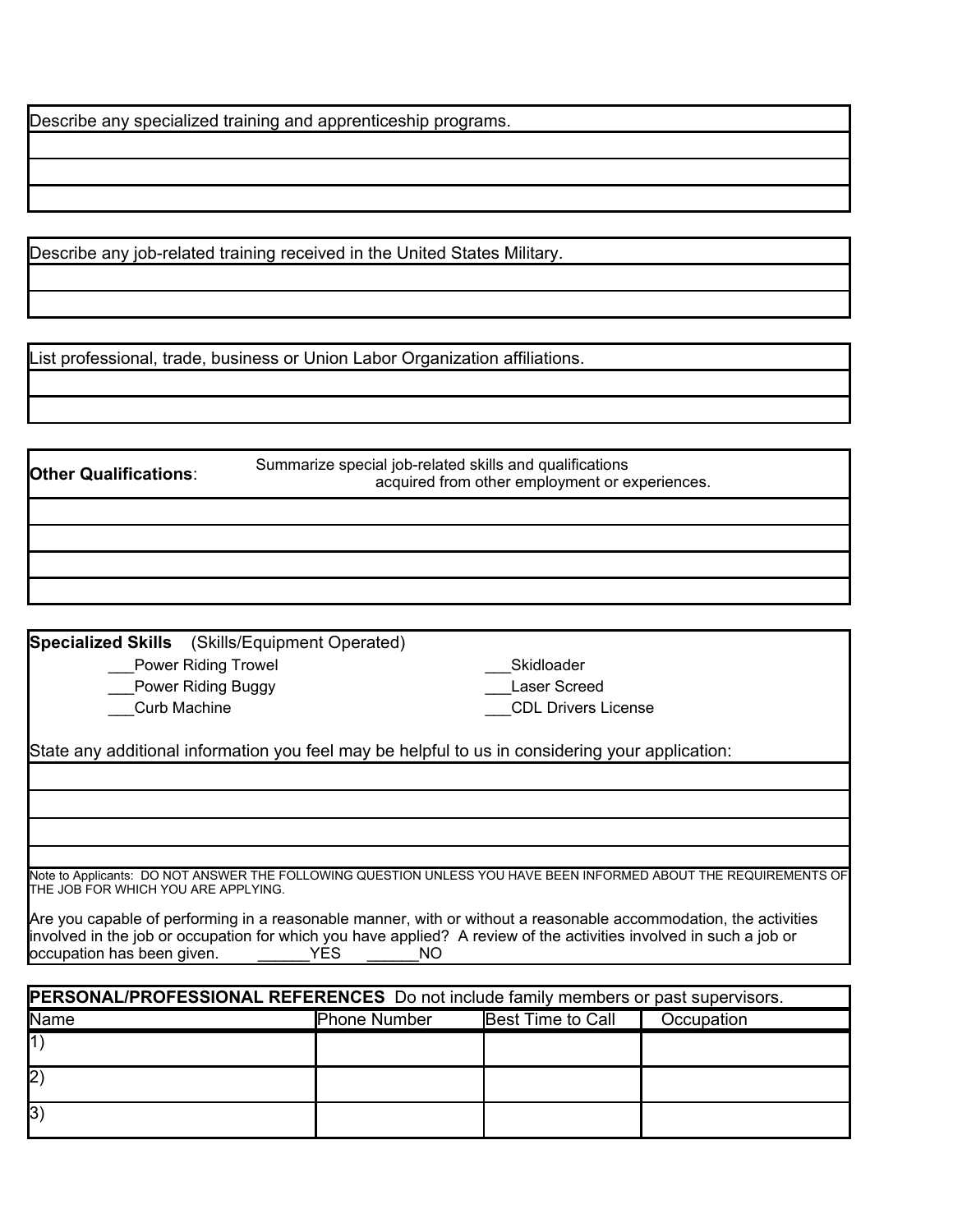Describe any specialized training and apprenticeship programs.

|  |
|---|
|  |
|  |
|  |

Describe any job-related training received in the United States Military.

|  |
|---|
|  |
|  |

List professional, trade, business or Union Labor Organization affiliations.

|  |
|---|
|  |
|  |

**Other Qualifications**: Summarize special job-related skills and qualifications acquired from other employment or experiences.

|  |
|---|
|  |
|  |
|  |
|  |

**Specialized Skills** (Skills/Equipment Operated)

___Power Riding Trowel
___Power Riding Buggy
___Curb Machine
___Skidloader
___Laser Screed
___CDL Drivers License

State any additional information you feel may be helpful to us in considering your application:

|  |
|---|
|  |
|  |
|  |
|  |

Note to Applicants: DO NOT ANSWER THE FOLLOWING QUESTION UNLESS YOU HAVE BEEN INFORMED ABOUT THE REQUIREMENTS OF THE JOB FOR WHICH YOU ARE APPLYING.

Are you capable of performing in a reasonable manner, with or without a reasonable accommodation, the activities involved in the job or occupation for which you have applied? A review of the activities involved in such a job or occupation has been given. ______YES ______NO

**PERSONAL/PROFESSIONAL REFERENCES** Do not include family members or past supervisors.

| Name | Phone Number | Best Time to Call | Occupation |
|---|---|---|---|
| 1) | | | |
| 2) | | | |
| 3) | | | |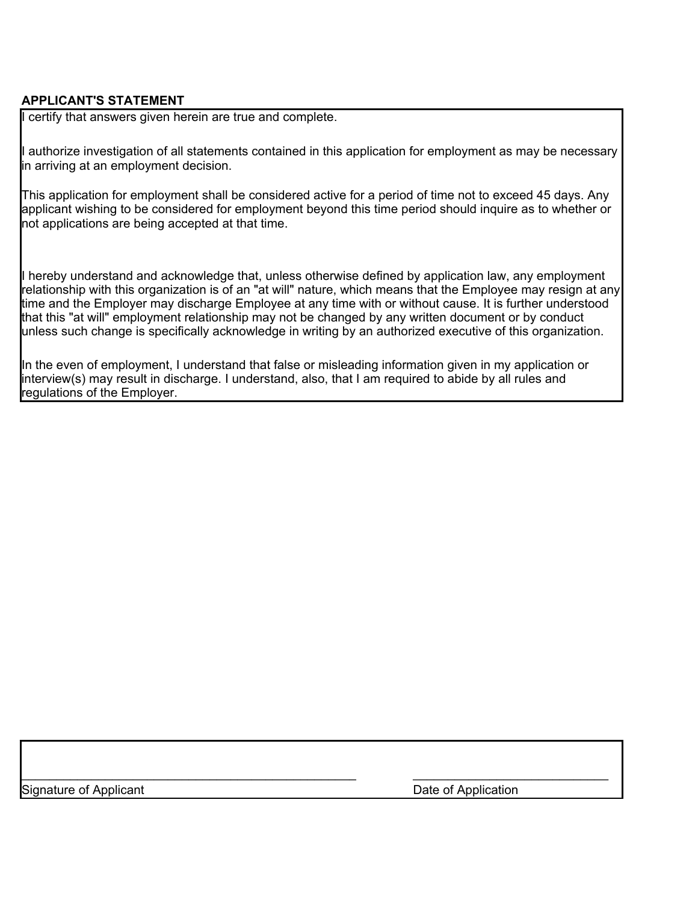**APPLICANT'S STATEMENT**

I certify that answers given herein are true and complete.

I authorize investigation of all statements contained in this application for employment as may be necessary in arriving at an employment decision.

This application for employment shall be considered active for a period of time not to exceed 45 days. Any applicant wishing to be considered for employment beyond this time period should inquire as to whether or not applications are being accepted at that time.

I hereby understand and acknowledge that, unless otherwise defined by application law, any employment relationship with this organization is of an "at will" nature, which means that the Employee may resign at any time and the Employer may discharge Employee at any time with or without cause. It is further understood that this "at will" employment relationship may not be changed by any written document or by conduct unless such change is specifically acknowledge in writing by an authorized executive of this organization.

In the even of employment, I understand that false or misleading information given in my application or interview(s) may result in discharge. I understand, also, that I am required to abide by all rules and regulations of the Employer.

| | |
|---|---|
| ______________________________________________ | ____________________________ |
| Signature of Applicant | Date of Application |